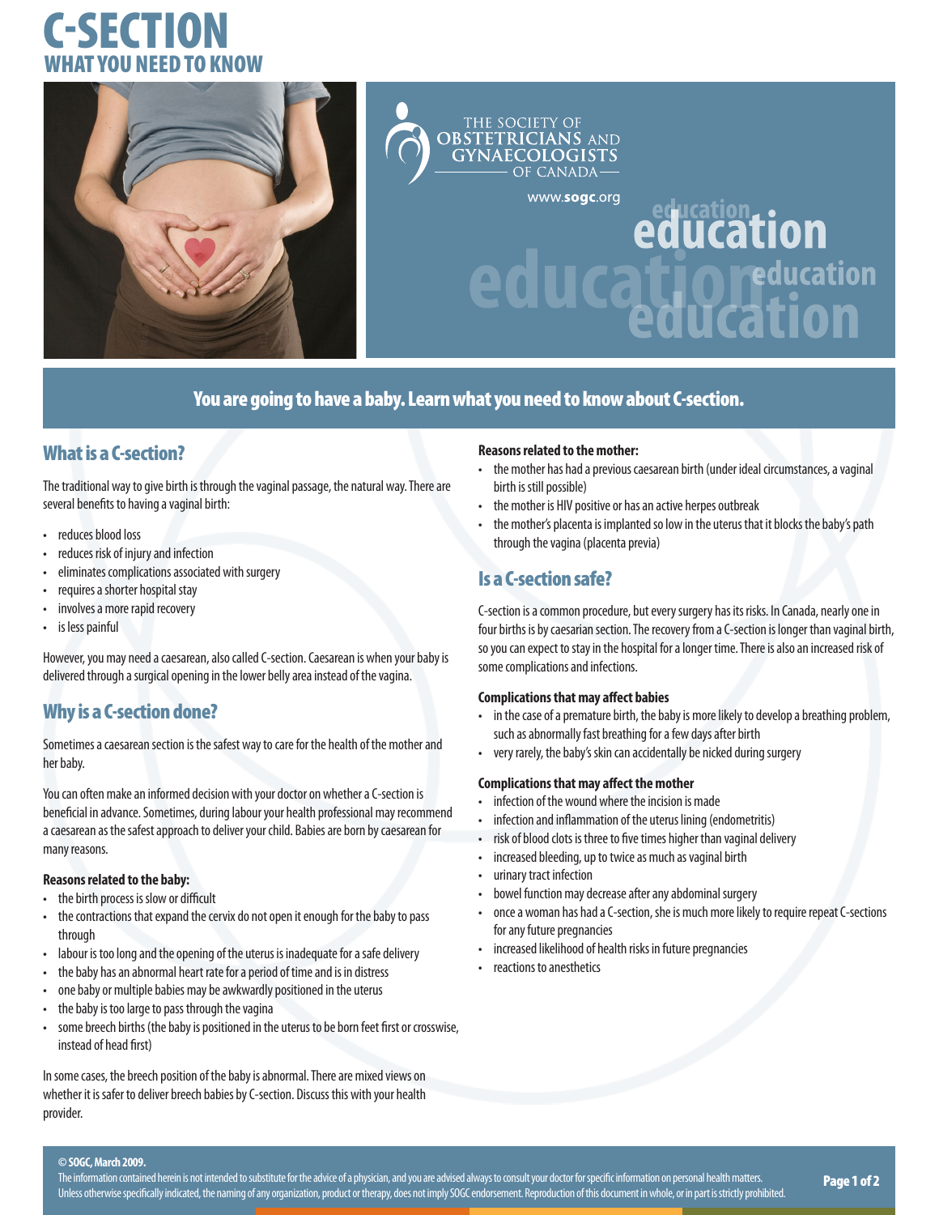# C-SECTION

## WHAT YOU NEED TO KNOW

THE SOCIETY OF OBSTETRICIANS AND GYNAECOLOGISTS OF CANADA

www.sogc.org

**You are going to have a baby. Learn what you need to know about C-section.**

## What is a C-section?

The traditional way to give birth is through the vaginal passage, the natural way. There are several benefits to having a vaginal birth:

- reduces blood loss
- reduces risk of injury and infection
- eliminates complications associated with surgery
- requires a shorter hospital stay
- involves a more rapid recovery
- is less painful

However, you may need a caesarean, also called C-section. Caesarean is when your baby is delivered through a surgical opening in the lower belly area instead of the vagina.

## Why is a C-section done?

Sometimes a caesarean section is the safest way to care for the health of the mother and her baby.

You can often make an informed decision with your doctor on whether a C-section is beneficial in advance. Sometimes, during labour your health professional may recommend a caesarean as the safest approach to deliver your child. Babies are born by caesarean for many reasons.

**Reasons related to the baby:**

- the birth process is slow or difficult
- the contractions that expand the cervix do not open it enough for the baby to pass through
- labour is too long and the opening of the uterus is inadequate for a safe delivery
- the baby has an abnormal heart rate for a period of time and is in distress
- one baby or multiple babies may be awkwardly positioned in the uterus
- the baby is too large to pass through the vagina
- some breech births (the baby is positioned in the uterus to be born feet first or crosswise, instead of head first)

In some cases, the breech position of the baby is abnormal. There are mixed views on whether it is safer to deliver breech babies by C-section. Discuss this with your health provider.

**Reasons related to the mother:**

- the mother has had a previous caesarean birth (under ideal circumstances, a vaginal birth is still possible)
- the mother is HIV positive or has an active herpes outbreak
- the mother's placenta is implanted so low in the uterus that it blocks the baby's path through the vagina (placenta previa)

## Is a C-section safe?

C-section is a common procedure, but every surgery has its risks. In Canada, nearly one in four births is by caesarian section. The recovery from a C-section is longer than vaginal birth, so you can expect to stay in the hospital for a longer time. There is also an increased risk of some complications and infections.

**Complications that may affect babies**

- in the case of a premature birth, the baby is more likely to develop a breathing problem, such as abnormally fast breathing for a few days after birth
- very rarely, the baby's skin can accidentally be nicked during surgery

**Complications that may affect the mother**

- infection of the wound where the incision is made
- infection and inflammation of the uterus lining (endometritis)
- risk of blood clots is three to five times higher than vaginal delivery
- increased bleeding, up to twice as much as vaginal birth
- urinary tract infection
- bowel function may decrease after any abdominal surgery
- once a woman has had a C-section, she is much more likely to require repeat C-sections for any future pregnancies
- increased likelihood of health risks in future pregnancies
- reactions to anesthetics

**© SOGC, March 2009.**
The information contained herein is not intended to substitute for the advice of a physician, and you are advised always to consult your doctor for specific information on personal health matters. Unless otherwise specifically indicated, the naming of any organization, product or therapy, does not imply SOGC endorsement. Reproduction of this document in whole, or in part is strictly prohibited.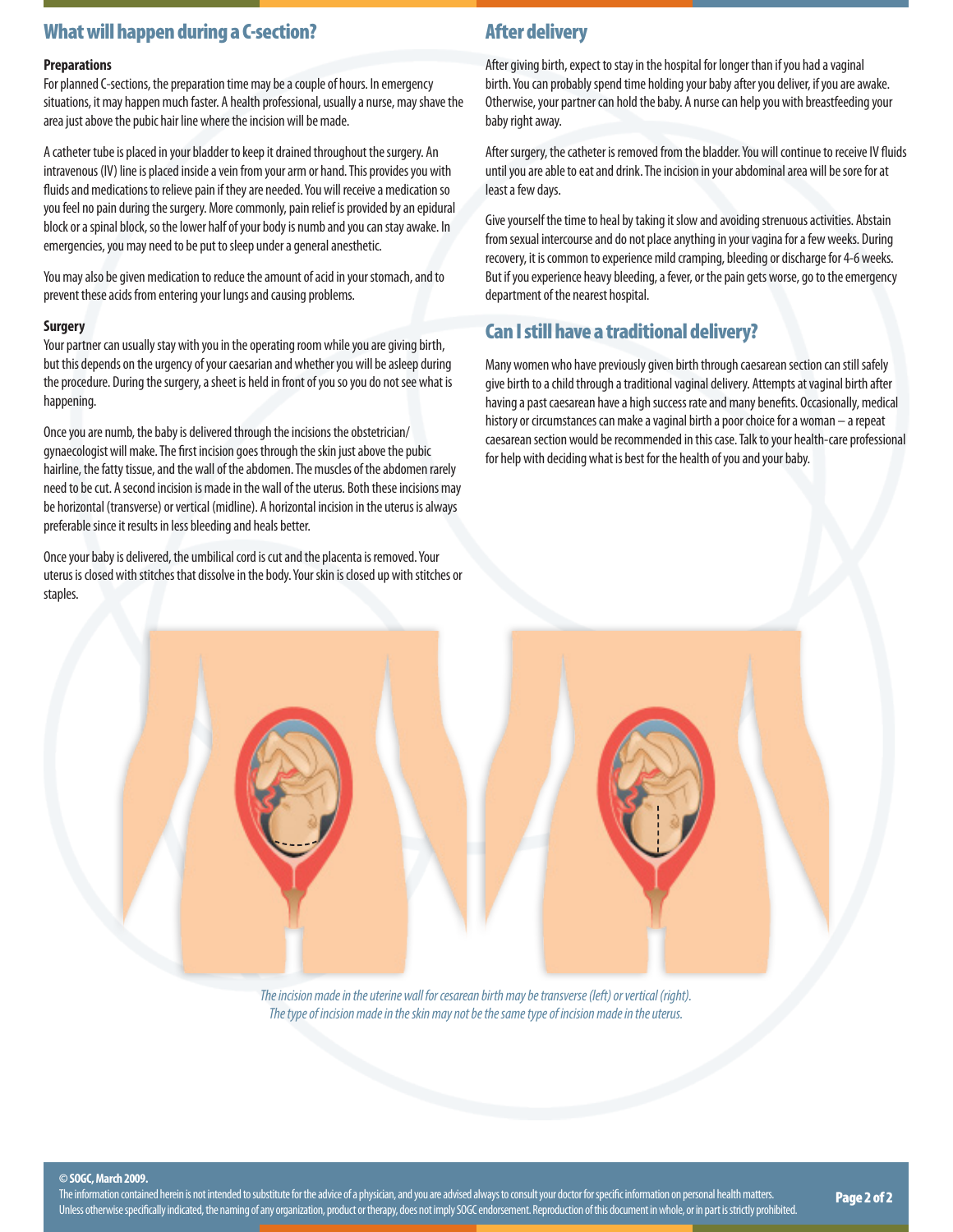## What will happen during a C-section?

**Preparations**

For planned C-sections, the preparation time may be a couple of hours. In emergency situations, it may happen much faster. A health professional, usually a nurse, may shave the area just above the pubic hair line where the incision will be made.

A catheter tube is placed in your bladder to keep it drained throughout the surgery. An intravenous (IV) line is placed inside a vein from your arm or hand. This provides you with fluids and medications to relieve pain if they are needed. You will receive a medication so you feel no pain during the surgery. More commonly, pain relief is provided by an epidural block or a spinal block, so the lower half of your body is numb and you can stay awake. In emergencies, you may need to be put to sleep under a general anesthetic.

You may also be given medication to reduce the amount of acid in your stomach, and to prevent these acids from entering your lungs and causing problems.

**Surgery**

Your partner can usually stay with you in the operating room while you are giving birth, but this depends on the urgency of your caesarian and whether you will be asleep during the procedure. During the surgery, a sheet is held in front of you so you do not see what is happening.

Once you are numb, the baby is delivered through the incisions the obstetrician/gynaecologist will make. The first incision goes through the skin just above the pubic hairline, the fatty tissue, and the wall of the abdomen. The muscles of the abdomen rarely need to be cut. A second incision is made in the wall of the uterus. Both these incisions may be horizontal (transverse) or vertical (midline). A horizontal incision in the uterus is always preferable since it results in less bleeding and heals better.

Once your baby is delivered, the umbilical cord is cut and the placenta is removed. Your uterus is closed with stitches that dissolve in the body. Your skin is closed up with stitches or staples.

## After delivery

After giving birth, expect to stay in the hospital for longer than if you had a vaginal birth. You can probably spend time holding your baby after you deliver, if you are awake. Otherwise, your partner can hold the baby. A nurse can help you with breastfeeding your baby right away.

After surgery, the catheter is removed from the bladder. You will continue to receive IV fluids until you are able to eat and drink. The incision in your abdominal area will be sore for at least a few days.

Give yourself the time to heal by taking it slow and avoiding strenuous activities. Abstain from sexual intercourse and do not place anything in your vagina for a few weeks. During recovery, it is common to experience mild cramping, bleeding or discharge for 4-6 weeks. But if you experience heavy bleeding, a fever, or the pain gets worse, go to the emergency department of the nearest hospital.

## Can I still have a traditional delivery?

Many women who have previously given birth through caesarean section can still safely give birth to a child through a traditional vaginal delivery. Attempts at vaginal birth after having a past caesarean have a high success rate and many benefits. Occasionally, medical history or circumstances can make a vaginal birth a poor choice for a woman – a repeat caesarean section would be recommended in this case. Talk to your health-care professional for help with deciding what is best for the health of you and your baby.

*The incision made in the uterine wall for cesarean birth may be transverse (left) or vertical (right). The type of incision made in the skin may not be the same type of incision made in the uterus.*

**© SOGC, March 2009.**
The information contained herein is not intended to substitute for the advice of a physician, and you are advised always to consult your doctor for specific information on personal health matters. Unless otherwise specifically indicated, the naming of any organization, product or therapy, does not imply SOGC endorsement. Reproduction of this document in whole, or in part is strictly prohibited.